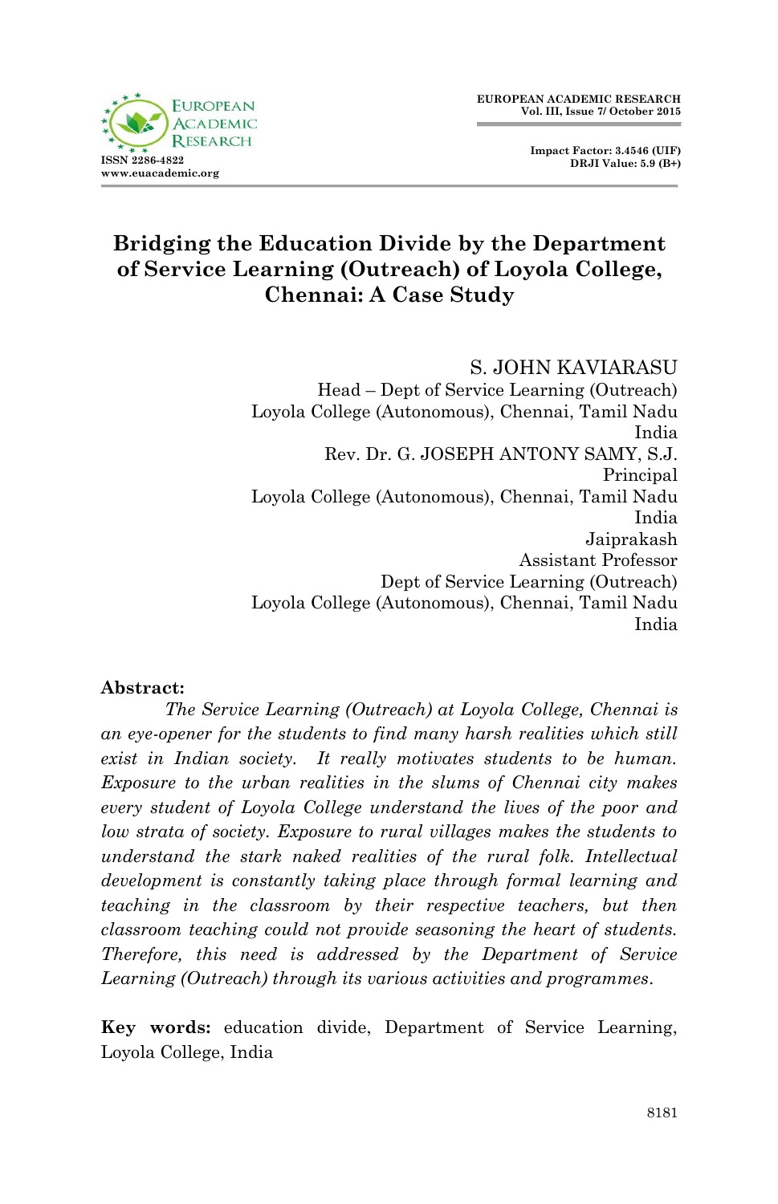# Bridging the Education Divide by the Department of Service Learning (Outreach) of Loyola College, Chennai: A Case Study

S. JOHN KAVIARASU
Head – Dept of Service Learning (Outreach)
Loyola College (Autonomous), Chennai, Tamil Nadu
India

Rev. Dr. G. JOSEPH ANTONY SAMY, S.J.
Principal
Loyola College (Autonomous), Chennai, Tamil Nadu
India

Jaiprakash
Assistant Professor
Dept of Service Learning (Outreach)
Loyola College (Autonomous), Chennai, Tamil Nadu
India

**Abstract:**

*The Service Learning (Outreach) at Loyola College, Chennai is an eye-opener for the students to find many harsh realities which still exist in Indian society. It really motivates students to be human. Exposure to the urban realities in the slums of Chennai city makes every student of Loyola College understand the lives of the poor and low strata of society. Exposure to rural villages makes the students to understand the stark naked realities of the rural folk. Intellectual development is constantly taking place through formal learning and teaching in the classroom by their respective teachers, but then classroom teaching could not provide seasoning the heart of students. Therefore, this need is addressed by the Department of Service Learning (Outreach) through its various activities and programmes.*

**Key words:** education divide, Department of Service Learning, Loyola College, India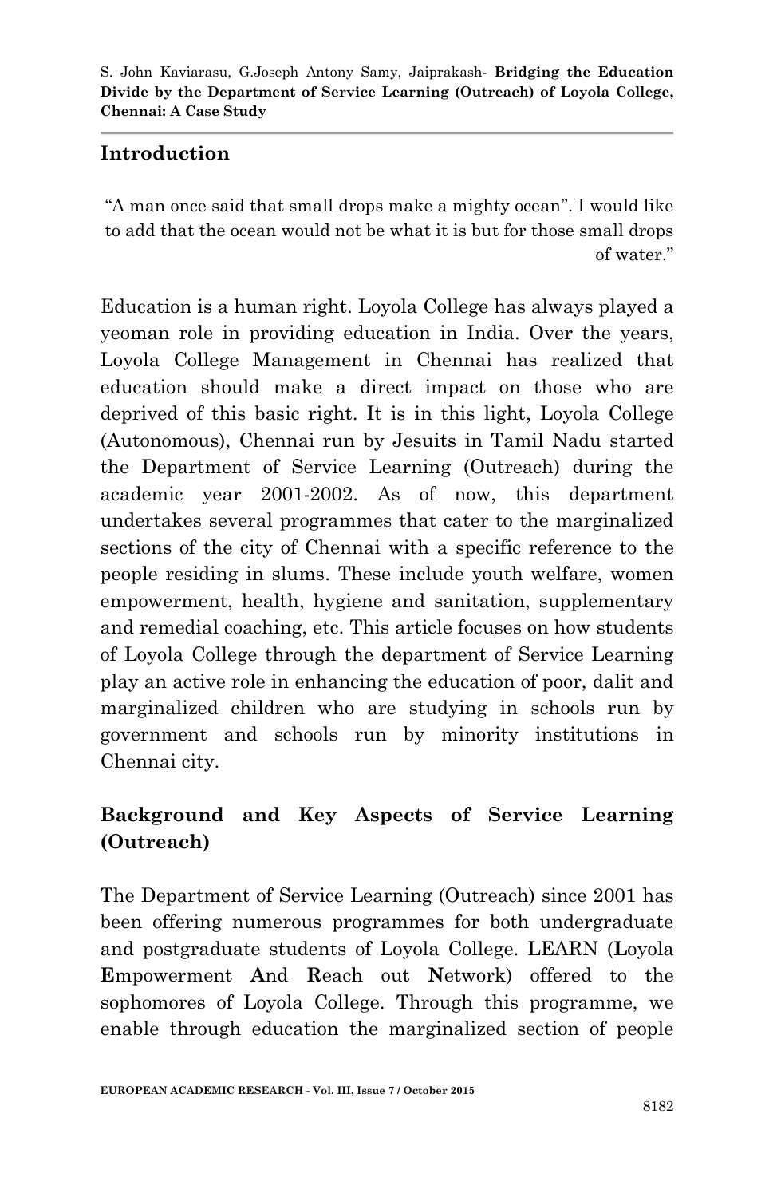## Introduction

> "A man once said that small drops make a mighty ocean". I would like to add that the ocean would not be what it is but for those small drops of water."

Education is a human right. Loyola College has always played a yeoman role in providing education in India. Over the years, Loyola College Management in Chennai has realized that education should make a direct impact on those who are deprived of this basic right. It is in this light, Loyola College (Autonomous), Chennai run by Jesuits in Tamil Nadu started the Department of Service Learning (Outreach) during the academic year 2001-2002. As of now, this department undertakes several programmes that cater to the marginalized sections of the city of Chennai with a specific reference to the people residing in slums. These include youth welfare, women empowerment, health, hygiene and sanitation, supplementary and remedial coaching, etc. This article focuses on how students of Loyola College through the department of Service Learning play an active role in enhancing the education of poor, dalit and marginalized children who are studying in schools run by government and schools run by minority institutions in Chennai city.

## Background and Key Aspects of Service Learning (Outreach)

The Department of Service Learning (Outreach) since 2001 has been offering numerous programmes for both undergraduate and postgraduate students of Loyola College. LEARN (**L**oyola **E**mpowerment **A**nd **R**each out **N**etwork) offered to the sophomores of Loyola College. Through this programme, we enable through education the marginalized section of people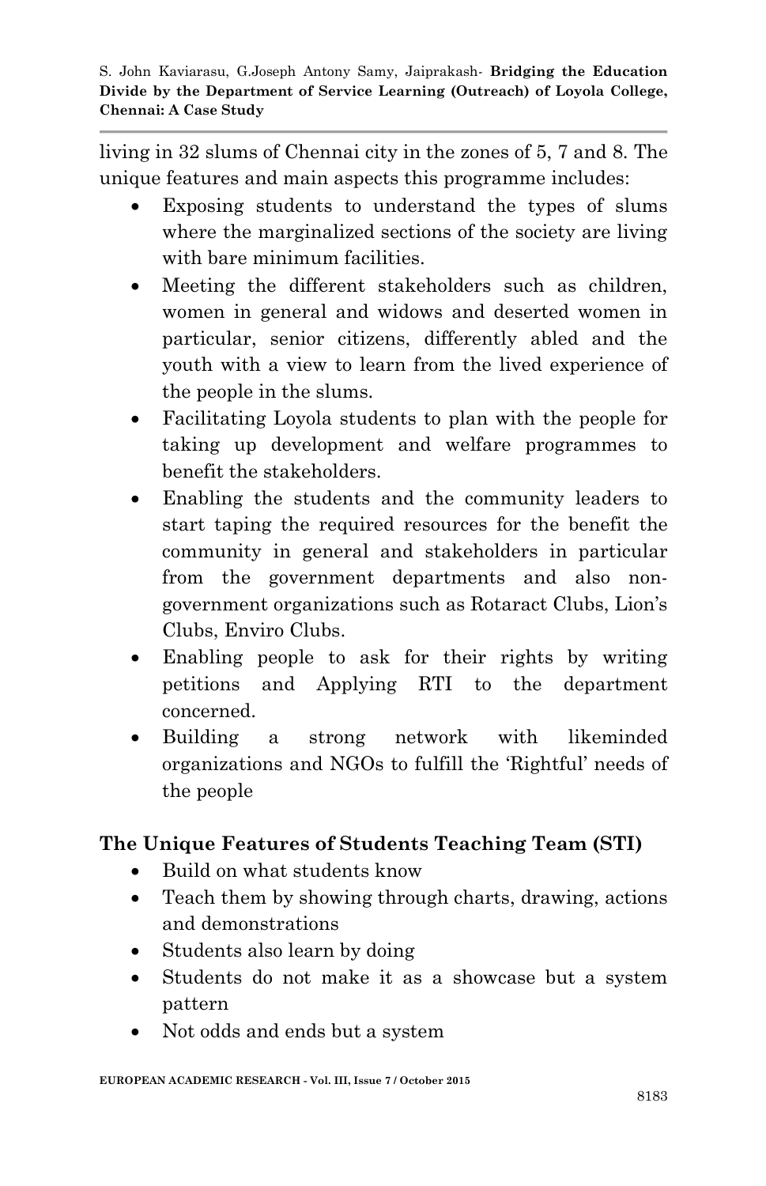living in 32 slums of Chennai city in the zones of 5, 7 and 8. The unique features and main aspects this programme includes:

- Exposing students to understand the types of slums where the marginalized sections of the society are living with bare minimum facilities.
- Meeting the different stakeholders such as children, women in general and widows and deserted women in particular, senior citizens, differently abled and the youth with a view to learn from the lived experience of the people in the slums.
- Facilitating Loyola students to plan with the people for taking up development and welfare programmes to benefit the stakeholders.
- Enabling the students and the community leaders to start taping the required resources for the benefit the community in general and stakeholders in particular from the government departments and also non-government organizations such as Rotaract Clubs, Lion's Clubs, Enviro Clubs.
- Enabling people to ask for their rights by writing petitions and Applying RTI to the department concerned.
- Building a strong network with likeminded organizations and NGOs to fulfill the 'Rightful' needs of the people

## The Unique Features of Students Teaching Team (STI)

- Build on what students know
- Teach them by showing through charts, drawing, actions and demonstrations
- Students also learn by doing
- Students do not make it as a showcase but a system pattern
- Not odds and ends but a system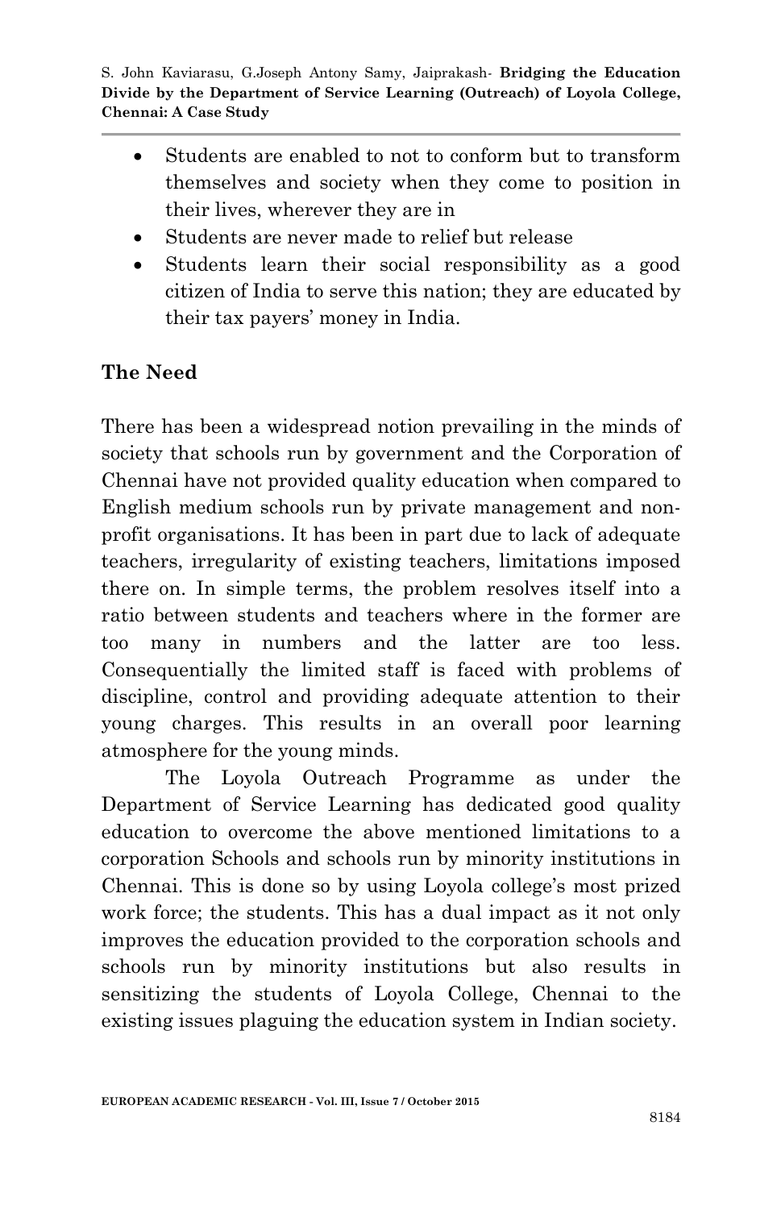- Students are enabled to not to conform but to transform themselves and society when they come to position in their lives, wherever they are in
- Students are never made to relief but release
- Students learn their social responsibility as a good citizen of India to serve this nation; they are educated by their tax payers' money in India.

## The Need

There has been a widespread notion prevailing in the minds of society that schools run by government and the Corporation of Chennai have not provided quality education when compared to English medium schools run by private management and non-profit organisations. It has been in part due to lack of adequate teachers, irregularity of existing teachers, limitations imposed there on. In simple terms, the problem resolves itself into a ratio between students and teachers where in the former are too many in numbers and the latter are too less. Consequentially the limited staff is faced with problems of discipline, control and providing adequate attention to their young charges. This results in an overall poor learning atmosphere for the young minds.

The Loyola Outreach Programme as under the Department of Service Learning has dedicated good quality education to overcome the above mentioned limitations to a corporation Schools and schools run by minority institutions in Chennai. This is done so by using Loyola college's most prized work force; the students. This has a dual impact as it not only improves the education provided to the corporation schools and schools run by minority institutions but also results in sensitizing the students of Loyola College, Chennai to the existing issues plaguing the education system in Indian society.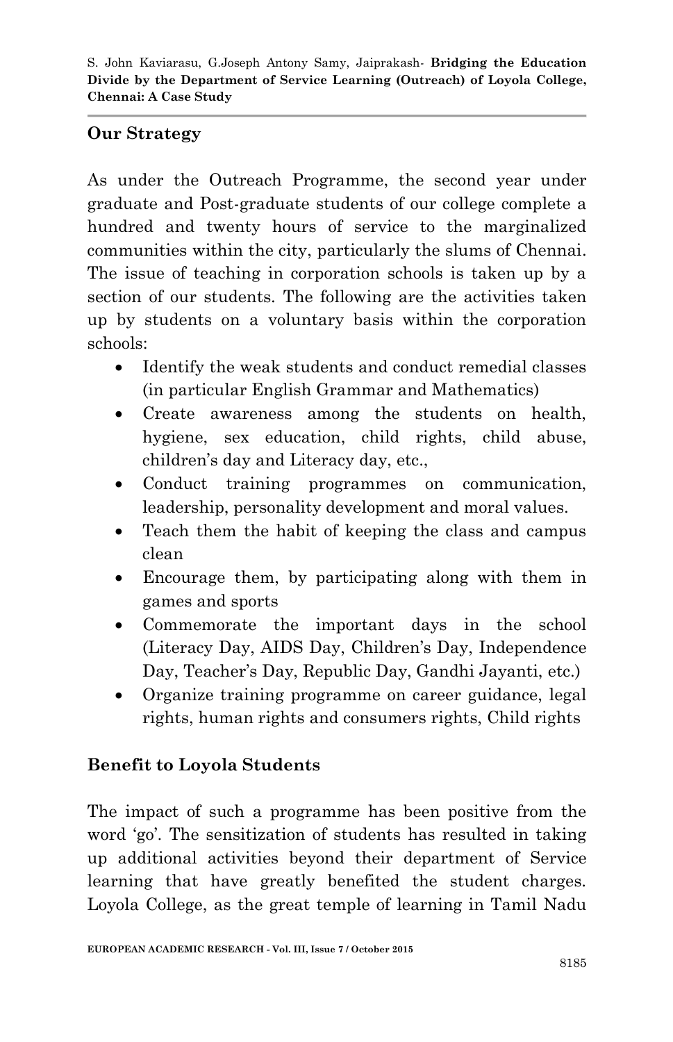## Our Strategy

As under the Outreach Programme, the second year under graduate and Post-graduate students of our college complete a hundred and twenty hours of service to the marginalized communities within the city, particularly the slums of Chennai. The issue of teaching in corporation schools is taken up by a section of our students. The following are the activities taken up by students on a voluntary basis within the corporation schools:

- Identify the weak students and conduct remedial classes (in particular English Grammar and Mathematics)
- Create awareness among the students on health, hygiene, sex education, child rights, child abuse, children's day and Literacy day, etc.,
- Conduct training programmes on communication, leadership, personality development and moral values.
- Teach them the habit of keeping the class and campus clean
- Encourage them, by participating along with them in games and sports
- Commemorate the important days in the school (Literacy Day, AIDS Day, Children's Day, Independence Day, Teacher's Day, Republic Day, Gandhi Jayanti, etc.)
- Organize training programme on career guidance, legal rights, human rights and consumers rights, Child rights

## Benefit to Loyola Students

The impact of such a programme has been positive from the word 'go'. The sensitization of students has resulted in taking up additional activities beyond their department of Service learning that have greatly benefited the student charges. Loyola College, as the great temple of learning in Tamil Nadu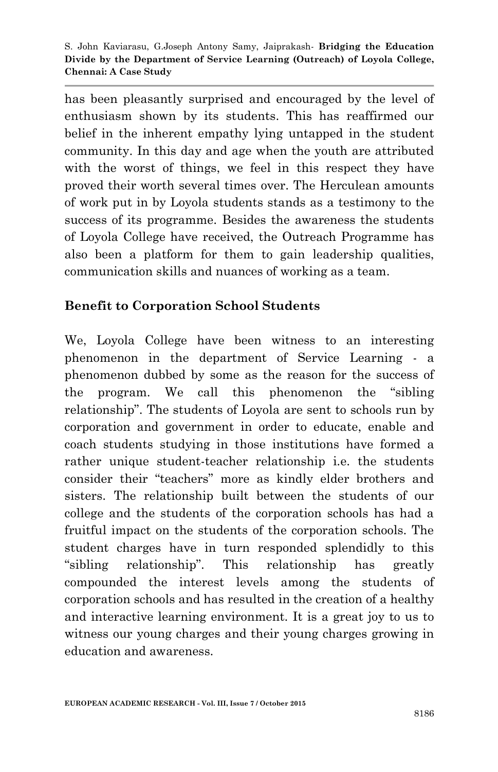has been pleasantly surprised and encouraged by the level of enthusiasm shown by its students. This has reaffirmed our belief in the inherent empathy lying untapped in the student community. In this day and age when the youth are attributed with the worst of things, we feel in this respect they have proved their worth several times over. The Herculean amounts of work put in by Loyola students stands as a testimony to the success of its programme. Besides the awareness the students of Loyola College have received, the Outreach Programme has also been a platform for them to gain leadership qualities, communication skills and nuances of working as a team.

## Benefit to Corporation School Students

We, Loyola College have been witness to an interesting phenomenon in the department of Service Learning - a phenomenon dubbed by some as the reason for the success of the program. We call this phenomenon the "sibling relationship". The students of Loyola are sent to schools run by corporation and government in order to educate, enable and coach students studying in those institutions have formed a rather unique student-teacher relationship i.e. the students consider their "teachers" more as kindly elder brothers and sisters. The relationship built between the students of our college and the students of the corporation schools has had a fruitful impact on the students of the corporation schools. The student charges have in turn responded splendidly to this "sibling relationship". This relationship has greatly compounded the interest levels among the students of corporation schools and has resulted in the creation of a healthy and interactive learning environment. It is a great joy to us to witness our young charges and their young charges growing in education and awareness.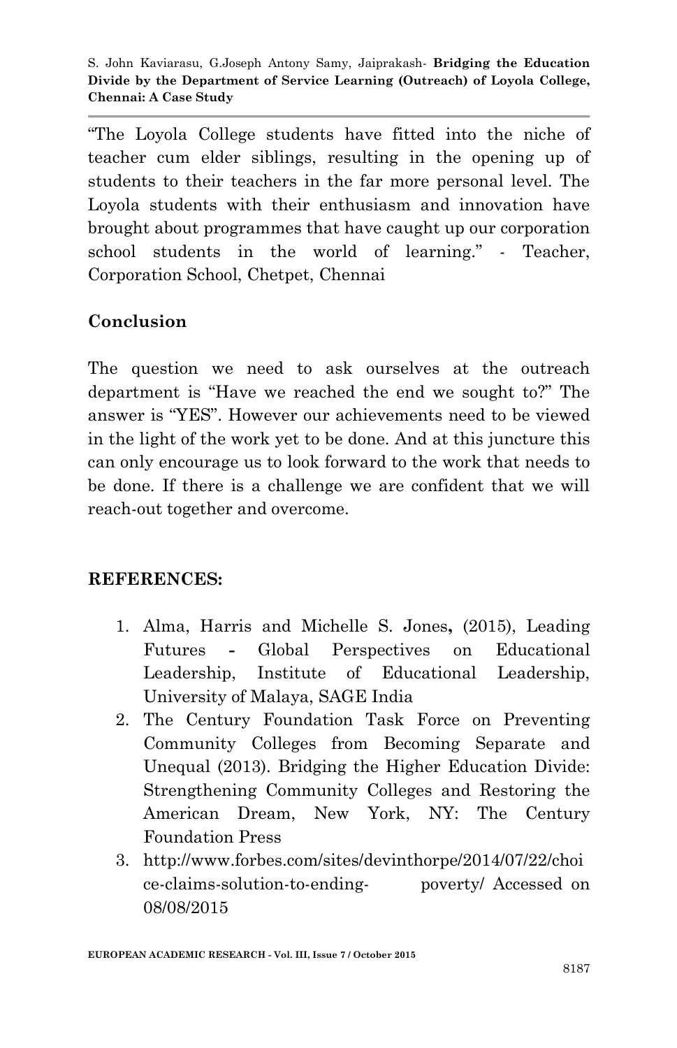"The Loyola College students have fitted into the niche of teacher cum elder siblings, resulting in the opening up of students to their teachers in the far more personal level. The Loyola students with their enthusiasm and innovation have brought about programmes that have caught up our corporation school students in the world of learning." - Teacher, Corporation School, Chetpet, Chennai

## Conclusion

The question we need to ask ourselves at the outreach department is "Have we reached the end we sought to?" The answer is "YES". However our achievements need to be viewed in the light of the work yet to be done. And at this juncture this can only encourage us to look forward to the work that needs to be done. If there is a challenge we are confident that we will reach-out together and overcome.

## REFERENCES:

1. Alma, Harris and Michelle S. Jones**,** (2015), Leading Futures **-** Global Perspectives on Educational Leadership, Institute of Educational Leadership, University of Malaya, SAGE India
2. The Century Foundation Task Force on Preventing Community Colleges from Becoming Separate and Unequal (2013). Bridging the Higher Education Divide: Strengthening Community Colleges and Restoring the American Dream, New York, NY: The Century Foundation Press
3. http://www.forbes.com/sites/devinthorpe/2014/07/22/choice-claims-solution-to-ending- poverty/ Accessed on 08/08/2015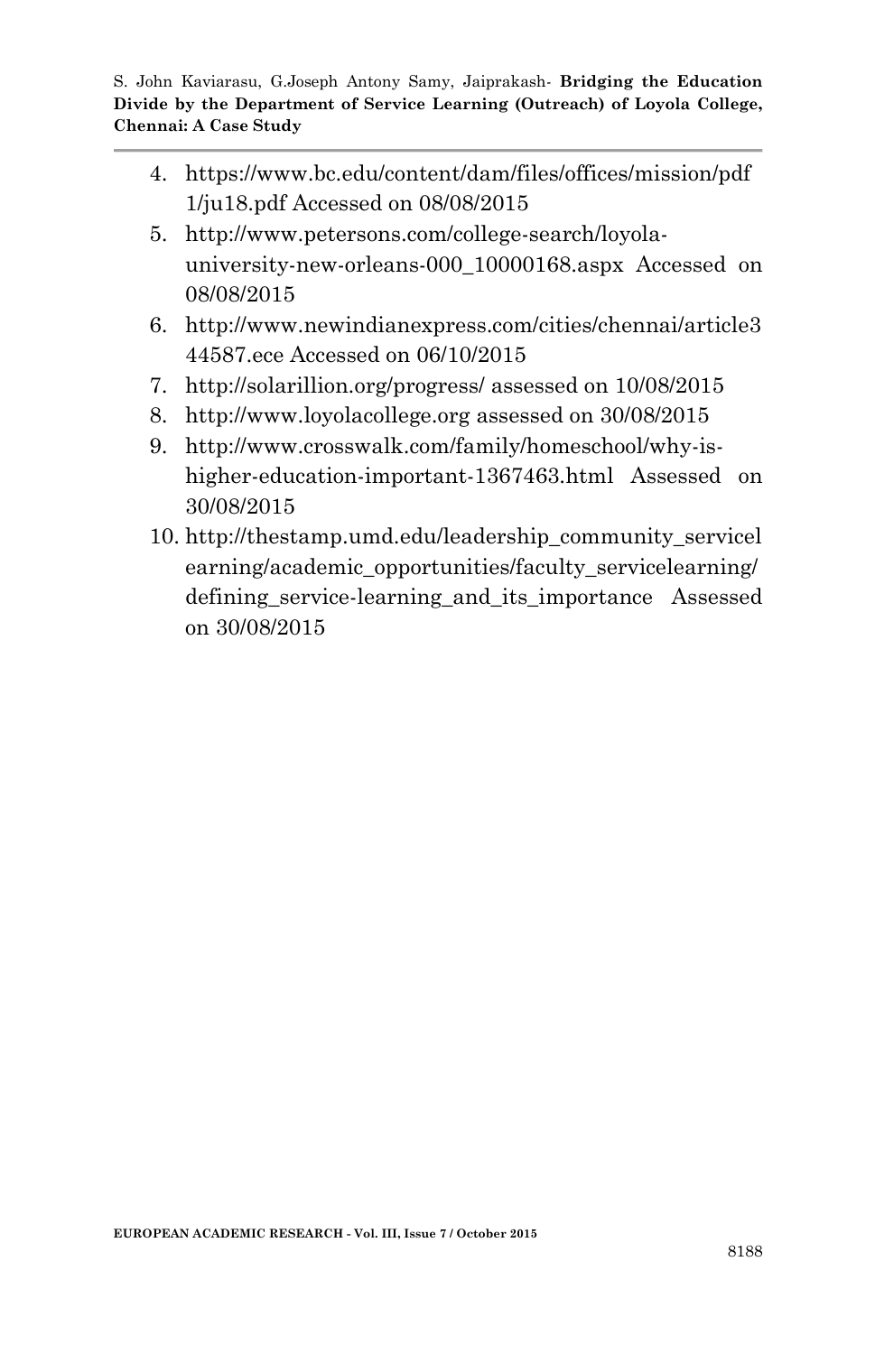4. https://www.bc.edu/content/dam/files/offices/mission/pdf1/ju18.pdf Accessed on 08/08/2015
5. http://www.petersons.com/college-search/loyola-university-new-orleans-000_10000168.aspx Accessed on 08/08/2015
6. http://www.newindianexpress.com/cities/chennai/article344587.ece Accessed on 06/10/2015
7. http://solarillion.org/progress/ assessed on 10/08/2015
8. http://www.loyolacollege.org assessed on 30/08/2015
9. http://www.crosswalk.com/family/homeschool/why-is-higher-education-important-1367463.html Assessed on 30/08/2015
10. http://thestamp.umd.edu/leadership_community_servicelearning/academic_opportunities/faculty_servicelearning/defining_service-learning_and_its_importance Assessed on 30/08/2015